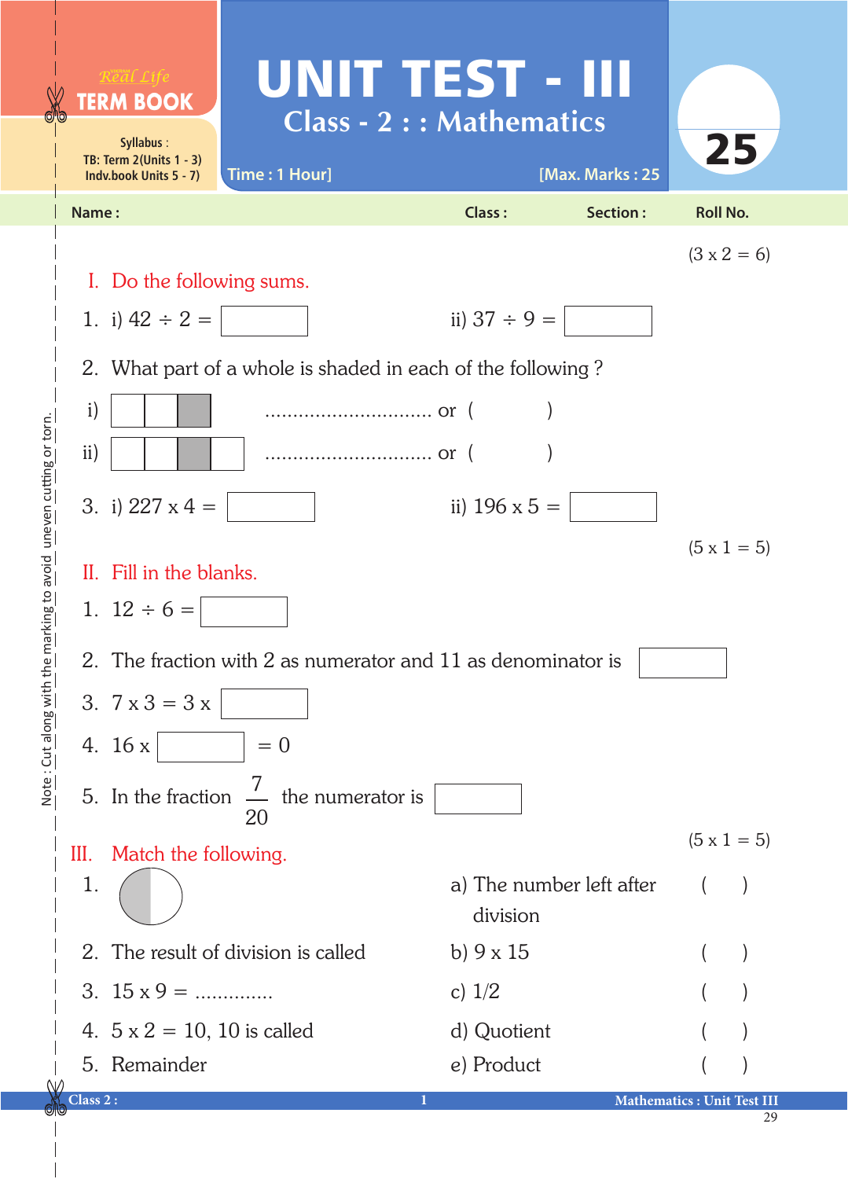Real Life **TERM BOOK**

Syllabus : TB: Term 2(Units 1 - 3) Indv.book Units 5 - 7)

# UNIT TEST - III

## Class - 2 : : Mathematics

Time : 1 Hour] [Max. Marks : 25

25

Name : Class : Section : Roll No.

(3 x 2 = 6)

### I. Do the following sums.

1. i) 42 ÷ 2 = ☐ ii) 37 ÷ 9 = ☐

2. What part of a whole is shaded in each of the following ?

   i) ☐☐■ .............................. or ( )

   ii) ☐☐■☐ .............................. or ( )

3. i) 227 x 4 = ☐ ii) 196 x 5 = ☐

(5 x 1 = 5)

### II. Fill in the blanks.

1. 12 ÷ 6 = ☐
2. The fraction with 2 as numerator and 11 as denominator is ☐
3. 7 x 3 = 3 x ☐
4. 16 x ☐ = 0
5. In the fraction $\frac{7}{20}$ the numerator is ☐

(5 x 1 = 5)

### III. Match the following.

| | | | |
|---|---|---|---|
| 1. (circle with half shaded) | a) The number left after division | ( ) |
| 2. The result of division is called | b) 9 x 15 | ( ) |
| 3. 15 x 9 = .............. | c) 1/2 | ( ) |
| 4. 5 x 2 = 10, 10 is called | d) Quotient | ( ) |
| 5. Remainder | e) Product | ( ) |

Note : Cut along with the marking to avoid uneven cutting or torn.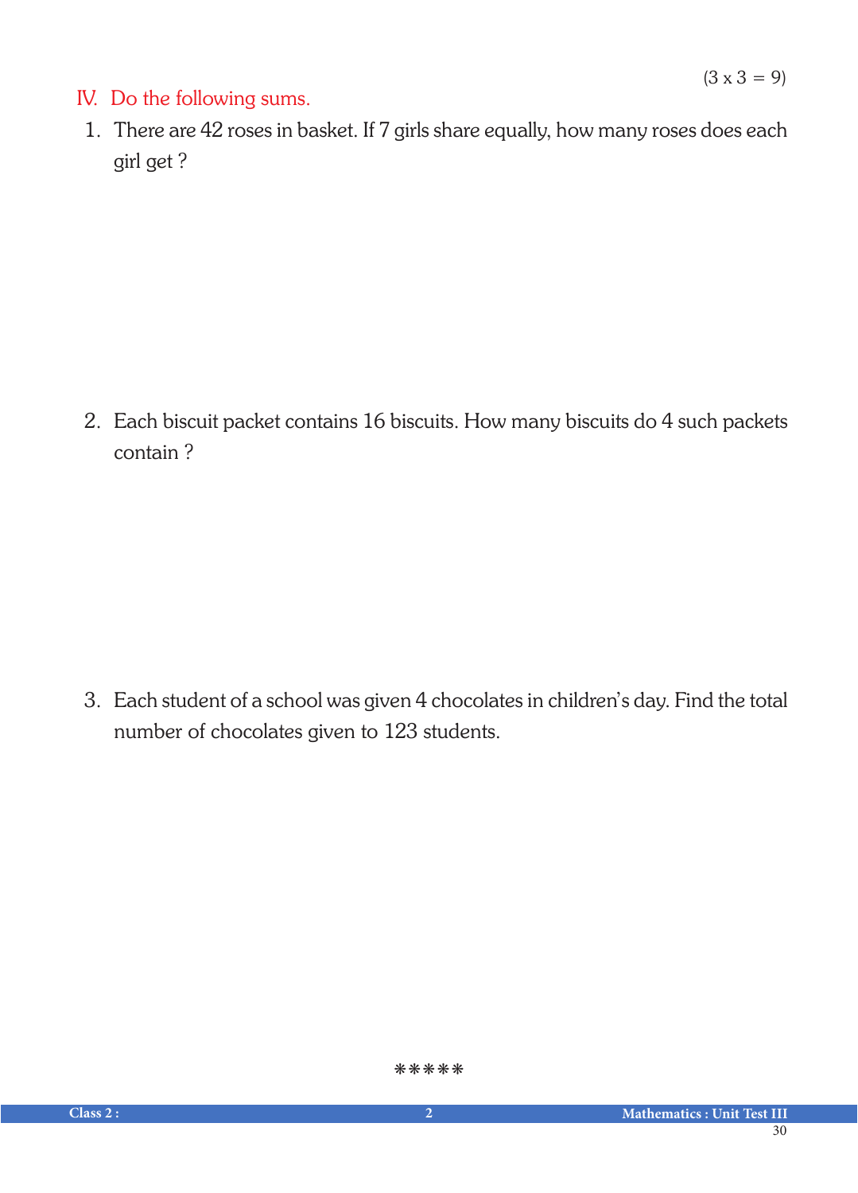(3 x 3 = 9)

## IV. Do the following sums.

1. There are 42 roses in basket. If 7 girls share equally, how many roses does each girl get ?

2. Each biscuit packet contains 16 biscuits. How many biscuits do 4 such packets contain ?

3. Each student of a school was given 4 chocolates in children's day. Find the total number of chocolates given to 123 students.

\*\*\*\*\*